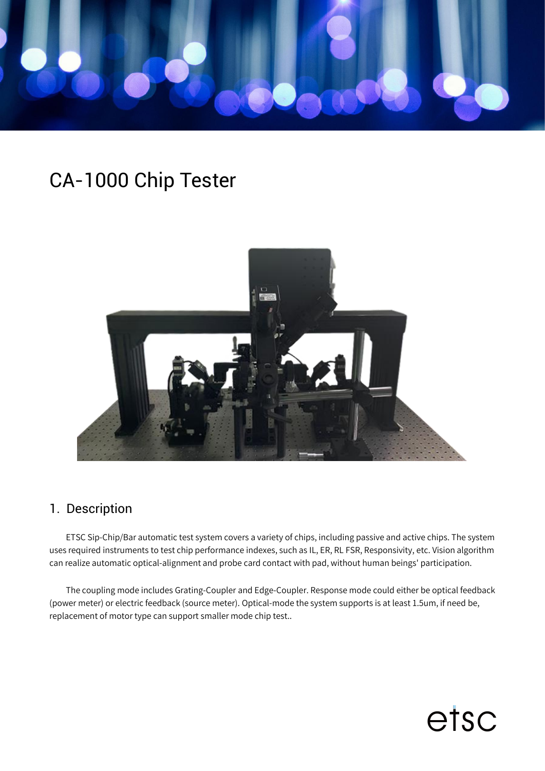# CA-1000 Chip Tester

## 1. Description

ETSC Sip-Chip/Bar automatic test system covers a variety of chips, including passive and active chips. The system uses required instruments to test chip performance indexes, such as IL, ER, RL FSR, Responsivity, etc. Vision algorithm can realize automatic optical-alignment and probe card contact with pad, without human beings' participation.

The coupling mode includes Grating-Coupler and Edge-Coupler. Response mode could either be optical feedback (power meter) or electric feedback (source meter). Optical-mode the system supports is at least 1.5um, if need be, replacement of motor type can support smaller mode chip test..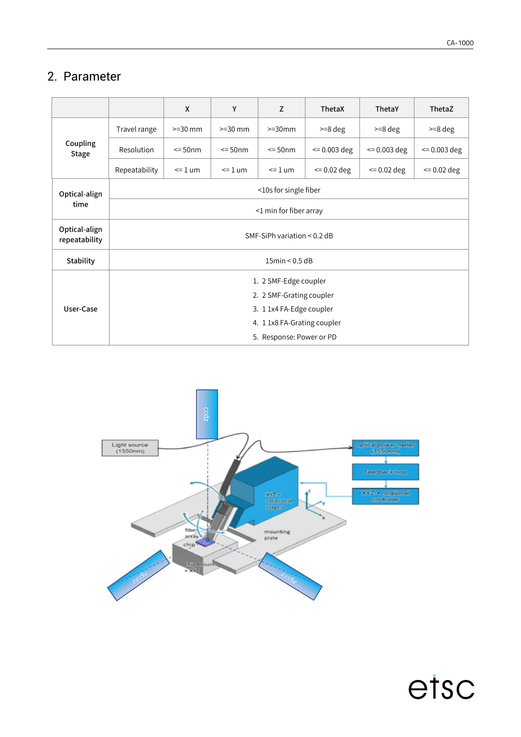## 2. Parameter

| | | X | Y | Z | ThetaX | ThetaY | ThetaZ |
|---|---|---|---|---|---|---|---|
| Coupling Stage | Travel range | >=30 mm | >=30 mm | >=30mm | >=8 deg | >=8 deg | >=8 deg |
| | Resolution | <= 50nm | <= 50nm | <= 50nm | <= 0.003 deg | <= 0.003 deg | <= 0.003 deg |
| | Repeatability | <= 1 um | <= 1 um | <= 1 um | <= 0.02 deg | <= 0.02 deg | <= 0.02 deg |
| Optical-align time | <10s for single fiber | | | | | | |
| | <1 min for fiber array | | | | | | |
| Optical-align repeatability | SMF-SiPh variation < 0.2 dB | | | | | | |
| Stability | 15min < 0.5 dB | | | | | | |
| User-Case | 1. 2 SMF-Edge coupler<br>2. 2 SMF-Grating coupler<br>3. 1 1x4 FA-Edge coupler<br>4. 1 1x8 FA-Grating coupler<br>5. Response: Power or PD | | | | | | |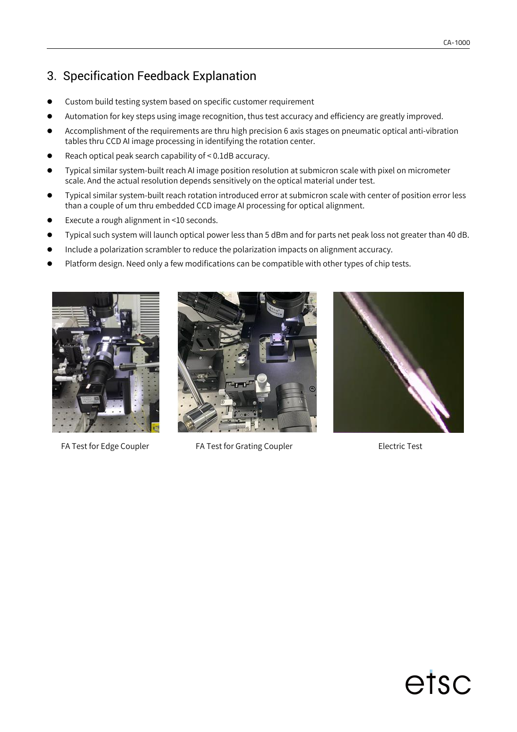## 3. Specification Feedback Explanation

- Custom build testing system based on specific customer requirement
- Automation for key steps using image recognition, thus test accuracy and efficiency are greatly improved.
- Accomplishment of the requirements are thru high precision 6 axis stages on pneumatic optical anti-vibration tables thru CCD AI image processing in identifying the rotation center.
- Reach optical peak search capability of < 0.1dB accuracy.
- Typical similar system-built reach AI image position resolution at submicron scale with pixel on micrometer scale. And the actual resolution depends sensitively on the optical material under test.
- Typical similar system-built reach rotation introduced error at submicron scale with center of position error less than a couple of um thru embedded CCD image AI processing for optical alignment.
- Execute a rough alignment in <10 seconds.
- Typical such system will launch optical power less than 5 dBm and for parts net peak loss not greater than 40 dB.
- Include a polarization scrambler to reduce the polarization impacts on alignment accuracy.
- Platform design. Need only a few modifications can be compatible with other types of chip tests.

FA Test for Edge Coupler

FA Test for Grating Coupler

Electric Test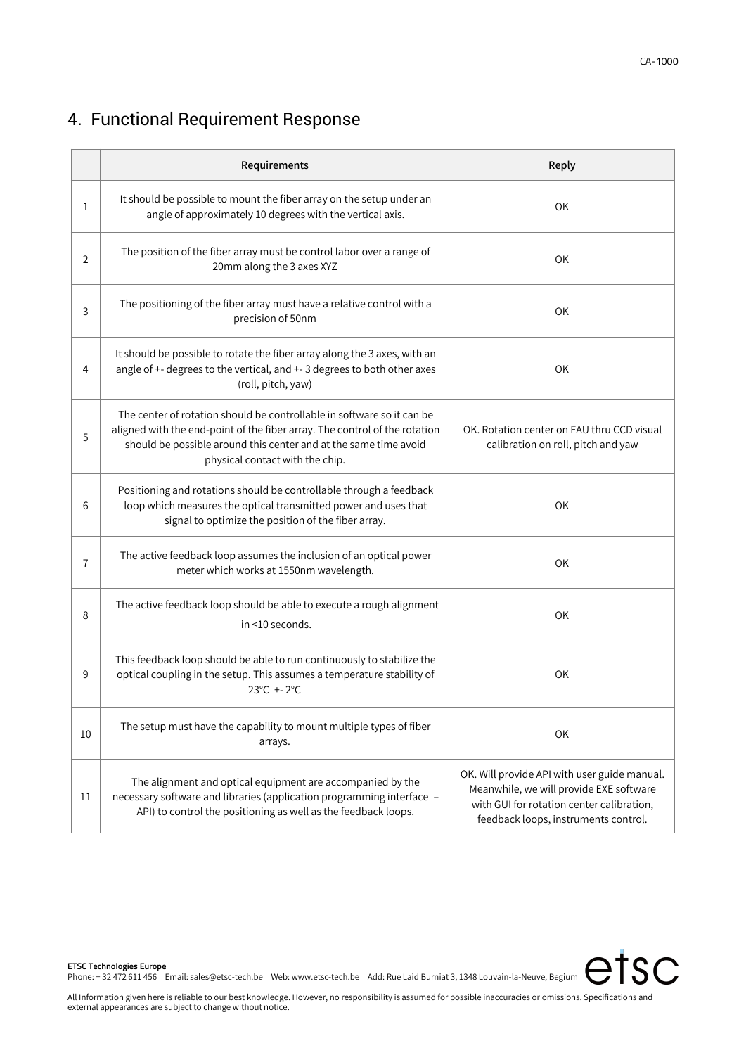## 4. Functional Requirement Response

| | Requirements | Reply |
|---|---|---|
| 1 | It should be possible to mount the fiber array on the setup under an angle of approximately 10 degrees with the vertical axis. | OK |
| 2 | The position of the fiber array must be control labor over a range of 20mm along the 3 axes XYZ | OK |
| 3 | The positioning of the fiber array must have a relative control with a precision of 50nm | OK |
| 4 | It should be possible to rotate the fiber array along the 3 axes, with an angle of +- degrees to the vertical, and +- 3 degrees to both other axes (roll, pitch, yaw) | OK |
| 5 | The center of rotation should be controllable in software so it can be aligned with the end-point of the fiber array. The control of the rotation should be possible around this center and at the same time avoid physical contact with the chip. | OK. Rotation center on FAU thru CCD visual calibration on roll, pitch and yaw |
| 6 | Positioning and rotations should be controllable through a feedback loop which measures the optical transmitted power and uses that signal to optimize the position of the fiber array. | OK |
| 7 | The active feedback loop assumes the inclusion of an optical power meter which works at 1550nm wavelength. | OK |
| 8 | The active feedback loop should be able to execute a rough alignment in <10 seconds. | OK |
| 9 | This feedback loop should be able to run continuously to stabilize the optical coupling in the setup. This assumes a temperature stability of 23°C +- 2°C | OK |
| 10 | The setup must have the capability to mount multiple types of fiber arrays. | OK |
| 11 | The alignment and optical equipment are accompanied by the necessary software and libraries (application programming interface – API) to control the positioning as well as the feedback loops. | OK. Will provide API with user guide manual. Meanwhile, we will provide EXE software with GUI for rotation center calibration, feedback loops, instruments control. |

**ETSC Technologies Europe**
Phone: + 32 472 611 456 Email: sales@etsc-tech.be Web: www.etsc-tech.be Add: Rue Laid Burniat 3, 1348 Louvain-la-Neuve, Begium

All Information given here is reliable to our best knowledge. However, no responsibility is assumed for possible inaccuracies or omissions. Specifications and external appearances are subject to change without notice.